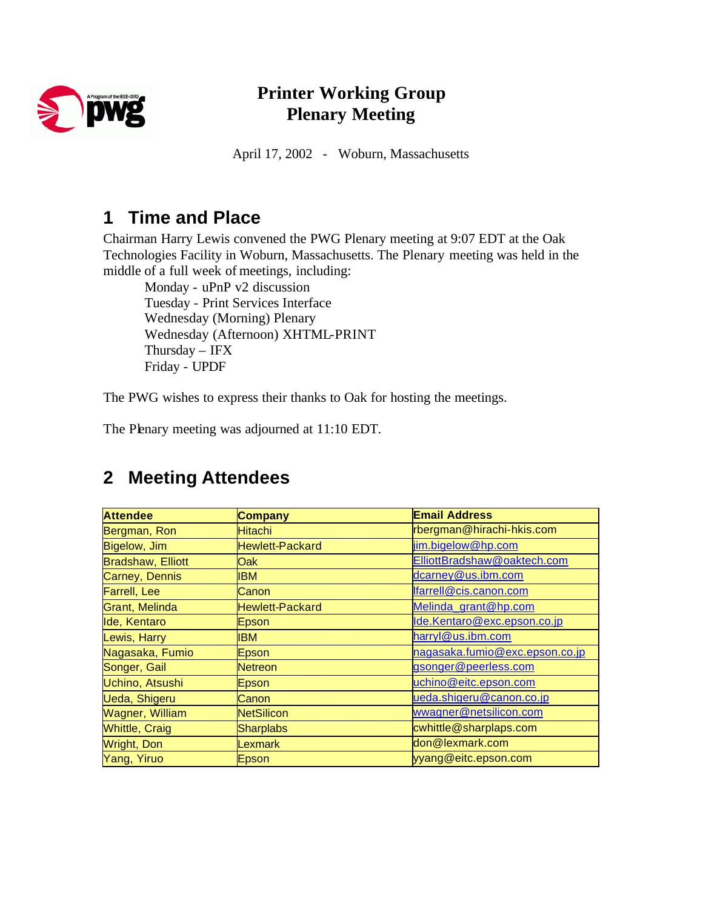# Printer Working Group
# Plenary Meeting

April 17, 2002 - Woburn, Massachusetts

## 1 Time and Place

Chairman Harry Lewis convened the PWG Plenary meeting at 9:07 EDT at the Oak Technologies Facility in Woburn, Massachusetts. The Plenary meeting was held in the middle of a full week of meetings, including:

- Monday - uPnP v2 discussion
- Tuesday - Print Services Interface
- Wednesday (Morning) Plenary
- Wednesday (Afternoon) XHTML-PRINT
- Thursday – IFX
- Friday - UPDF

The PWG wishes to express their thanks to Oak for hosting the meetings.

The Plenary meeting was adjourned at 11:10 EDT.

## 2 Meeting Attendees

| Attendee | Company | Email Address |
|---|---|---|
| Bergman, Ron | Hitachi | rbergman@hirachi-hkis.com |
| Bigelow, Jim | Hewlett-Packard | jim.bigelow@hp.com |
| Bradshaw, Elliott | Oak | ElliottBradshaw@oaktech.com |
| Carney, Dennis | IBM | dcarney@us.ibm.com |
| Farrell, Lee | Canon | lfarrell@cis.canon.com |
| Grant, Melinda | Hewlett-Packard | Melinda_grant@hp.com |
| Ide, Kentaro | Epson | Ide.Kentaro@exc.epson.co.jp |
| Lewis, Harry | IBM | harryl@us.ibm.com |
| Nagasaka, Fumio | Epson | nagasaka.fumio@exc.epson.co.jp |
| Songer, Gail | Netreon | gsonger@peerless.com |
| Uchino, Atsushi | Epson | uchino@eitc.epson.com |
| Ueda, Shigeru | Canon | ueda.shigeru@canon.co.jp |
| Wagner, William | NetSilicon | wwagner@netsilicon.com |
| Whittle, Craig | Sharplabs | cwhittle@sharplaps.com |
| Wright, Don | Lexmark | don@lexmark.com |
| Yang, Yiruo | Epson | yyang@eitc.epson.com |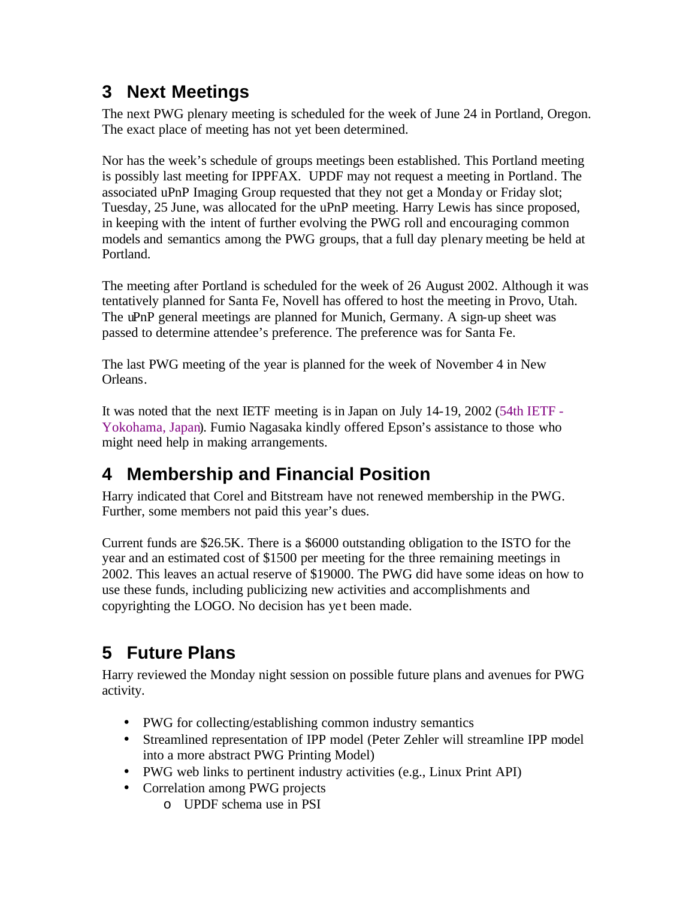## 3 Next Meetings

The next PWG plenary meeting is scheduled for the week of June 24 in Portland, Oregon. The exact place of meeting has not yet been determined.

Nor has the week's schedule of groups meetings been established. This Portland meeting is possibly last meeting for IPPFAX. UPDF may not request a meeting in Portland. The associated uPnP Imaging Group requested that they not get a Monday or Friday slot; Tuesday, 25 June, was allocated for the uPnP meeting. Harry Lewis has since proposed, in keeping with the intent of further evolving the PWG roll and encouraging common models and semantics among the PWG groups, that a full day plenary meeting be held at Portland.

The meeting after Portland is scheduled for the week of 26 August 2002. Although it was tentatively planned for Santa Fe, Novell has offered to host the meeting in Provo, Utah. The uPnP general meetings are planned for Munich, Germany. A sign-up sheet was passed to determine attendee's preference. The preference was for Santa Fe.

The last PWG meeting of the year is planned for the week of November 4 in New Orleans.

It was noted that the next IETF meeting is in Japan on July 14-19, 2002 (54th IETF - Yokohama, Japan). Fumio Nagasaka kindly offered Epson's assistance to those who might need help in making arrangements.

## 4 Membership and Financial Position

Harry indicated that Corel and Bitstream have not renewed membership in the PWG. Further, some members not paid this year's dues.

Current funds are $26.5K. There is a $6000 outstanding obligation to the ISTO for the year and an estimated cost of $1500 per meeting for the three remaining meetings in 2002. This leaves an actual reserve of $19000. The PWG did have some ideas on how to use these funds, including publicizing new activities and accomplishments and copyrighting the LOGO. No decision has yet been made.

## 5 Future Plans

Harry reviewed the Monday night session on possible future plans and avenues for PWG activity.

- PWG for collecting/establishing common industry semantics
- Streamlined representation of IPP model (Peter Zehler will streamline IPP model into a more abstract PWG Printing Model)
- PWG web links to pertinent industry activities (e.g., Linux Print API)
- Correlation among PWG projects
    - UPDF schema use in PSI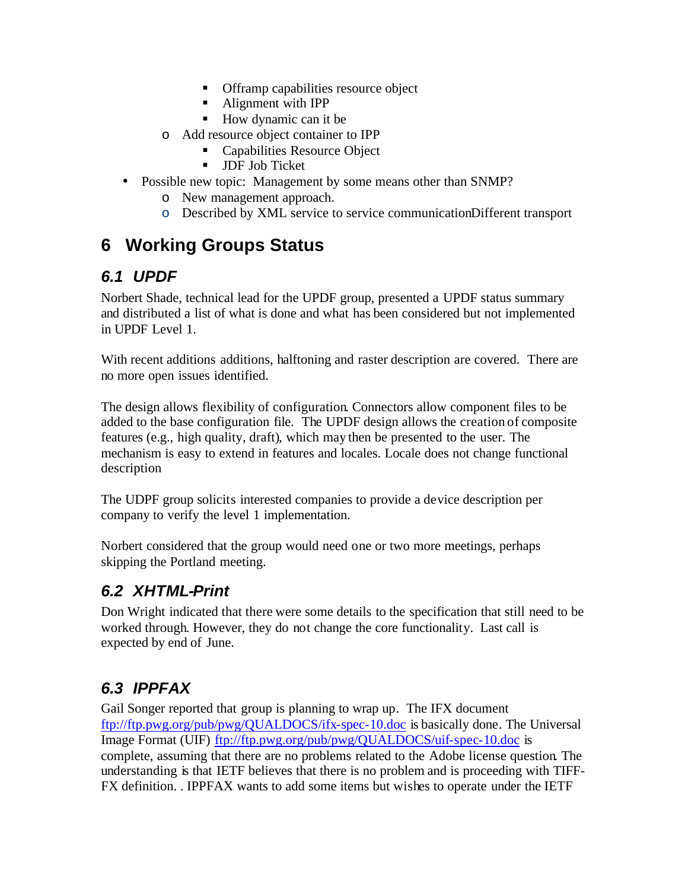- Offramp capabilities resource object
        - Alignment with IPP
        - How dynamic can it be
    - Add resource object container to IPP
        - Capabilities Resource Object
        - JDF Job Ticket
- Possible new topic: Management by some means other than SNMP?
    - New management approach.
    - Described by XML service to service communicationDifferent transport

# 6 Working Groups Status

## 6.1 UPDF

Norbert Shade, technical lead for the UPDF group, presented a UPDF status summary and distributed a list of what is done and what has been considered but not implemented in UPDF Level 1.

With recent additions additions, halftoning and raster description are covered. There are no more open issues identified.

The design allows flexibility of configuration. Connectors allow component files to be added to the base configuration file. The UPDF design allows the creation of composite features (e.g., high quality, draft), which may then be presented to the user. The mechanism is easy to extend in features and locales. Locale does not change functional description

The UDPF group solicits interested companies to provide a device description per company to verify the level 1 implementation.

Norbert considered that the group would need one or two more meetings, perhaps skipping the Portland meeting.

## 6.2 XHTML-Print

Don Wright indicated that there were some details to the specification that still need to be worked through. However, they do not change the core functionality. Last call is expected by end of June.

## 6.3 IPPFAX

Gail Songer reported that group is planning to wrap up. The IFX document ftp://ftp.pwg.org/pub/pwg/QUALDOCS/ifx-spec-10.doc is basically done. The Universal Image Format (UIF) ftp://ftp.pwg.org/pub/pwg/QUALDOCS/uif-spec-10.doc is complete, assuming that there are no problems related to the Adobe license question. The understanding is that IETF believes that there is no problem and is proceeding with TIFF-FX definition. . IPPFAX wants to add some items but wishes to operate under the IETF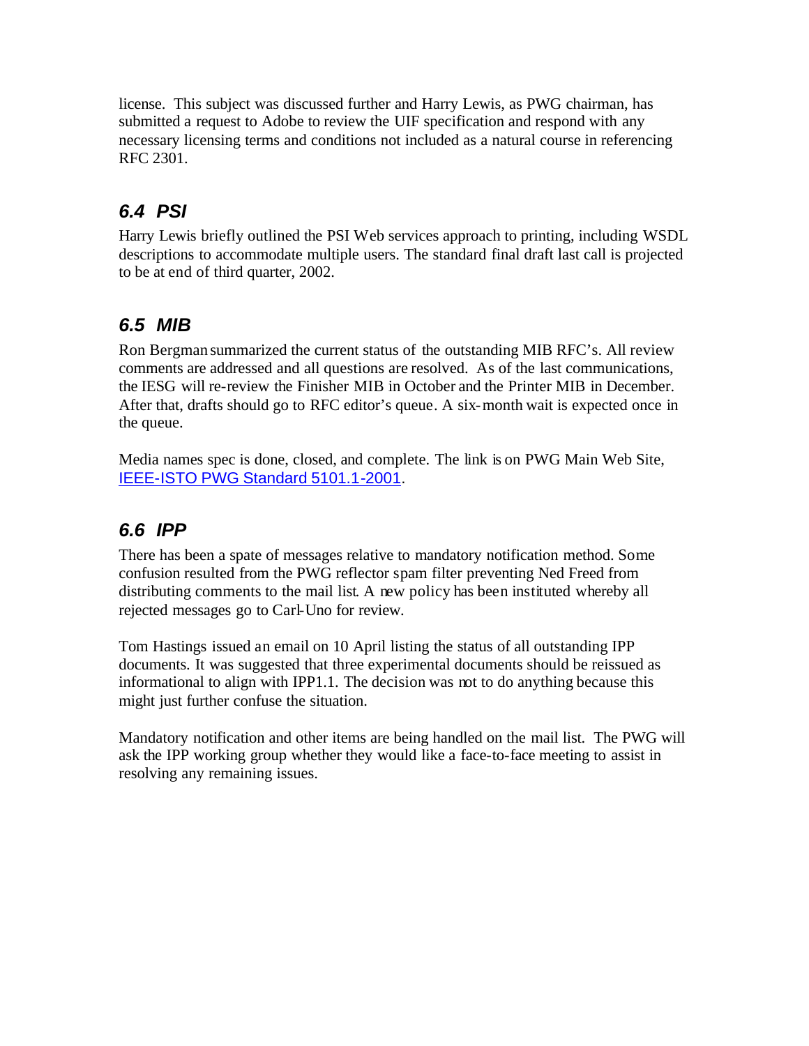license. This subject was discussed further and Harry Lewis, as PWG chairman, has submitted a request to Adobe to review the UIF specification and respond with any necessary licensing terms and conditions not included as a natural course in referencing RFC 2301.

## 6.4 PSI

Harry Lewis briefly outlined the PSI Web services approach to printing, including WSDL descriptions to accommodate multiple users. The standard final draft last call is projected to be at end of third quarter, 2002.

## 6.5 MIB

Ron Bergman summarized the current status of the outstanding MIB RFC's. All review comments are addressed and all questions are resolved. As of the last communications, the IESG will re-review the Finisher MIB in October and the Printer MIB in December. After that, drafts should go to RFC editor's queue. A six-month wait is expected once in the queue.

Media names spec is done, closed, and complete. The link is on PWG Main Web Site, IEEE-ISTO PWG Standard 5101.1-2001.

## 6.6 IPP

There has been a spate of messages relative to mandatory notification method. Some confusion resulted from the PWG reflector spam filter preventing Ned Freed from distributing comments to the mail list. A new policy has been instituted whereby all rejected messages go to Carl-Uno for review.

Tom Hastings issued an email on 10 April listing the status of all outstanding IPP documents. It was suggested that three experimental documents should be reissued as informational to align with IPP1.1. The decision was not to do anything because this might just further confuse the situation.

Mandatory notification and other items are being handled on the mail list. The PWG will ask the IPP working group whether they would like a face-to-face meeting to assist in resolving any remaining issues.